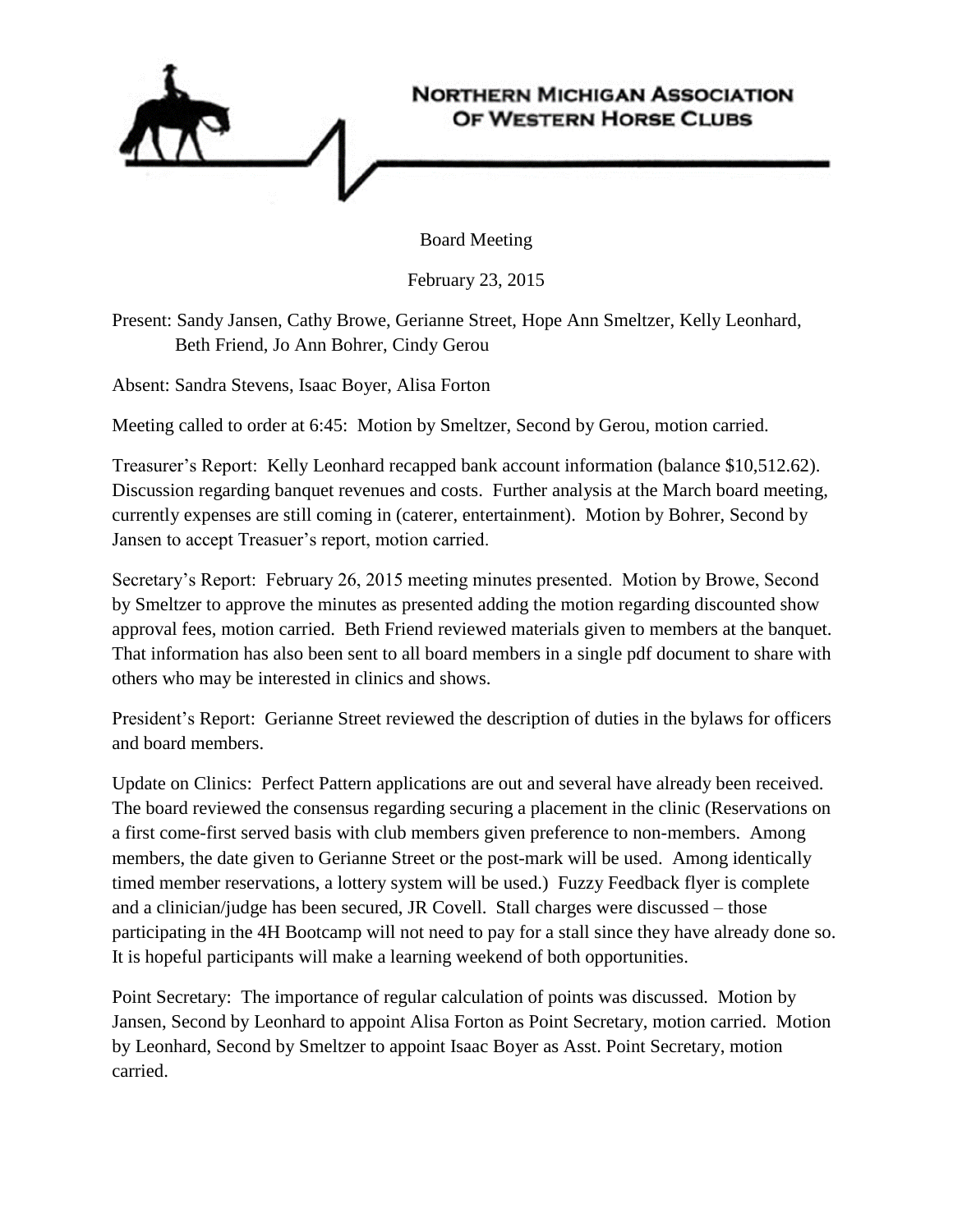# Northern Michigan Association of Western Horse Clubs

Board Meeting

February 23, 2015

Present: Sandy Jansen, Cathy Browe, Gerianne Street, Hope Ann Smeltzer, Kelly Leonhard, Beth Friend, Jo Ann Bohrer, Cindy Gerou

Absent: Sandra Stevens, Isaac Boyer, Alisa Forton

Meeting called to order at 6:45: Motion by Smeltzer, Second by Gerou, motion carried.

Treasurer's Report: Kelly Leonhard recapped bank account information (balance $10,512.62). Discussion regarding banquet revenues and costs. Further analysis at the March board meeting, currently expenses are still coming in (caterer, entertainment). Motion by Bohrer, Second by Jansen to accept Treasuer's report, motion carried.

Secretary's Report: February 26, 2015 meeting minutes presented. Motion by Browe, Second by Smeltzer to approve the minutes as presented adding the motion regarding discounted show approval fees, motion carried. Beth Friend reviewed materials given to members at the banquet. That information has also been sent to all board members in a single pdf document to share with others who may be interested in clinics and shows.

President's Report: Gerianne Street reviewed the description of duties in the bylaws for officers and board members.

Update on Clinics: Perfect Pattern applications are out and several have already been received. The board reviewed the consensus regarding securing a placement in the clinic (Reservations on a first come-first served basis with club members given preference to non-members. Among members, the date given to Gerianne Street or the post-mark will be used. Among identically timed member reservations, a lottery system will be used.) Fuzzy Feedback flyer is complete and a clinician/judge has been secured, JR Covell. Stall charges were discussed – those participating in the 4H Bootcamp will not need to pay for a stall since they have already done so. It is hopeful participants will make a learning weekend of both opportunities.

Point Secretary: The importance of regular calculation of points was discussed. Motion by Jansen, Second by Leonhard to appoint Alisa Forton as Point Secretary, motion carried. Motion by Leonhard, Second by Smeltzer to appoint Isaac Boyer as Asst. Point Secretary, motion carried.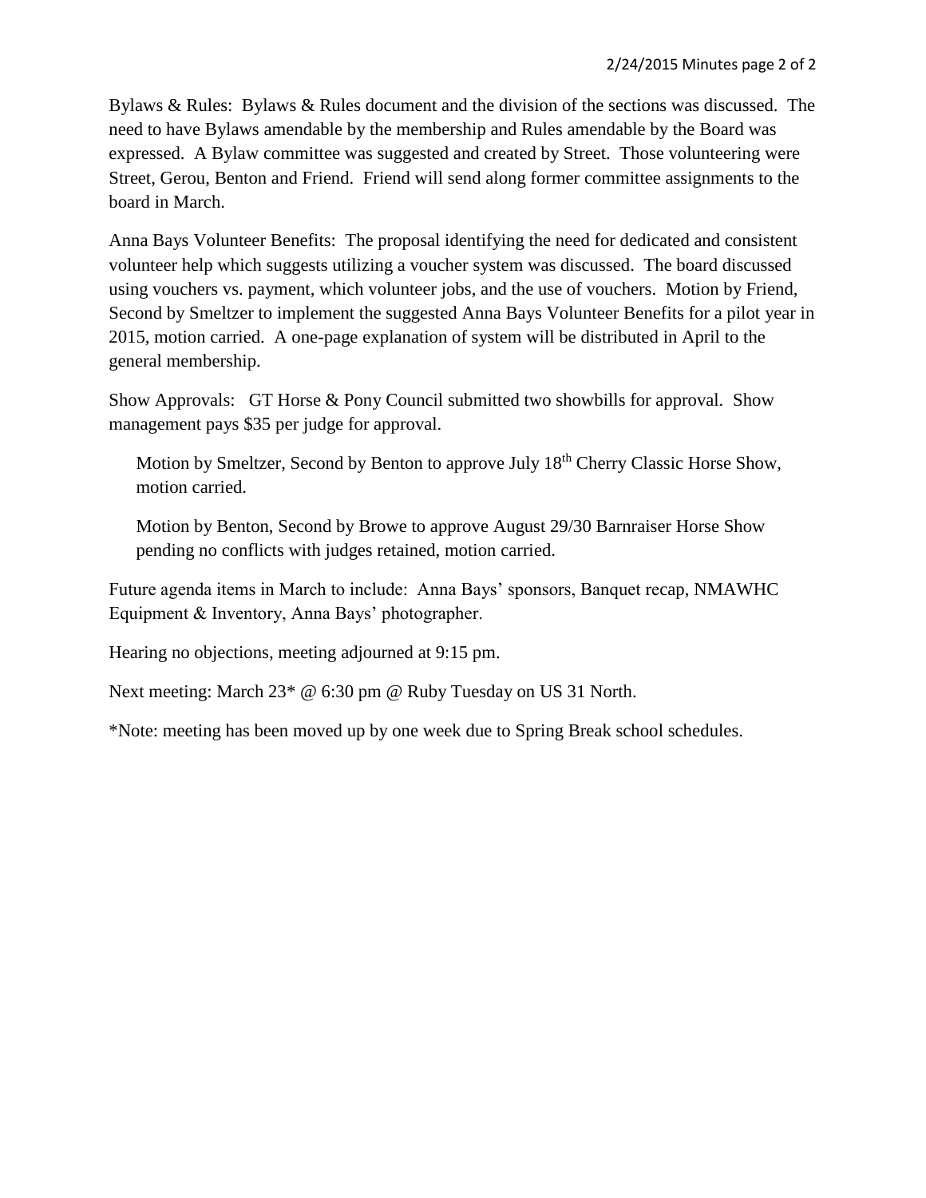Bylaws & Rules: Bylaws & Rules document and the division of the sections was discussed. The need to have Bylaws amendable by the membership and Rules amendable by the Board was expressed. A Bylaw committee was suggested and created by Street. Those volunteering were Street, Gerou, Benton and Friend. Friend will send along former committee assignments to the board in March.

Anna Bays Volunteer Benefits: The proposal identifying the need for dedicated and consistent volunteer help which suggests utilizing a voucher system was discussed. The board discussed using vouchers vs. payment, which volunteer jobs, and the use of vouchers. Motion by Friend, Second by Smeltzer to implement the suggested Anna Bays Volunteer Benefits for a pilot year in 2015, motion carried. A one-page explanation of system will be distributed in April to the general membership.

Show Approvals: GT Horse & Pony Council submitted two showbills for approval. Show management pays $35 per judge for approval.

> Motion by Smeltzer, Second by Benton to approve July 18th Cherry Classic Horse Show, motion carried.
>
> Motion by Benton, Second by Browe to approve August 29/30 Barnraiser Horse Show pending no conflicts with judges retained, motion carried.

Future agenda items in March to include: Anna Bays' sponsors, Banquet recap, NMAWHC Equipment & Inventory, Anna Bays' photographer.

Hearing no objections, meeting adjourned at 9:15 pm.

Next meeting: March 23* @ 6:30 pm @ Ruby Tuesday on US 31 North.

*Note: meeting has been moved up by one week due to Spring Break school schedules.